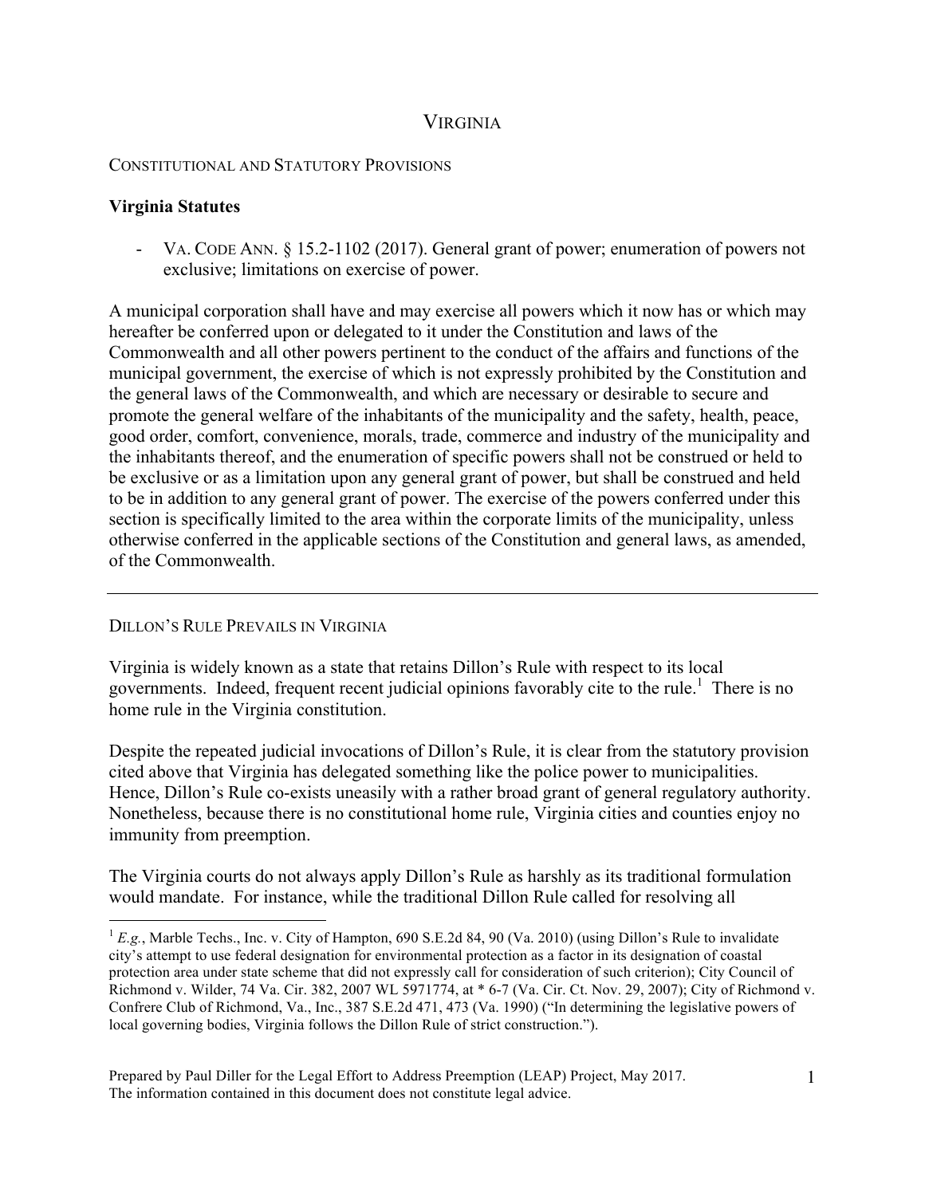# VIRGINIA

## CONSTITUTIONAL AND STATUTORY PROVISIONS

### Virginia Statutes

- VA. CODE ANN. § 15.2-1102 (2017). General grant of power; enumeration of powers not exclusive; limitations on exercise of power.

A municipal corporation shall have and may exercise all powers which it now has or which may hereafter be conferred upon or delegated to it under the Constitution and laws of the Commonwealth and all other powers pertinent to the conduct of the affairs and functions of the municipal government, the exercise of which is not expressly prohibited by the Constitution and the general laws of the Commonwealth, and which are necessary or desirable to secure and promote the general welfare of the inhabitants of the municipality and the safety, health, peace, good order, comfort, convenience, morals, trade, commerce and industry of the municipality and the inhabitants thereof, and the enumeration of specific powers shall not be construed or held to be exclusive or as a limitation upon any general grant of power, but shall be construed and held to be in addition to any general grant of power. The exercise of the powers conferred under this section is specifically limited to the area within the corporate limits of the municipality, unless otherwise conferred in the applicable sections of the Constitution and general laws, as amended, of the Commonwealth.

---

## DILLON'S RULE PREVAILS IN VIRGINIA

Virginia is widely known as a state that retains Dillon's Rule with respect to its local governments. Indeed, frequent recent judicial opinions favorably cite to the rule.[1] There is no home rule in the Virginia constitution.

Despite the repeated judicial invocations of Dillon's Rule, it is clear from the statutory provision cited above that Virginia has delegated something like the police power to municipalities. Hence, Dillon's Rule co-exists uneasily with a rather broad grant of general regulatory authority. Nonetheless, because there is no constitutional home rule, Virginia cities and counties enjoy no immunity from preemption.

The Virginia courts do not always apply Dillon's Rule as harshly as its traditional formulation would mandate. For instance, while the traditional Dillon Rule called for resolving all

---

[1] *E.g.*, Marble Techs., Inc. v. City of Hampton, 690 S.E.2d 84, 90 (Va. 2010) (using Dillon's Rule to invalidate city's attempt to use federal designation for environmental protection as a factor in its designation of coastal protection area under state scheme that did not expressly call for consideration of such criterion); City Council of Richmond v. Wilder, 74 Va. Cir. 382, 2007 WL 5971774, at * 6-7 (Va. Cir. Ct. Nov. 29, 2007); City of Richmond v. Confrere Club of Richmond, Va., Inc., 387 S.E.2d 471, 473 (Va. 1990) ("In determining the legislative powers of local governing bodies, Virginia follows the Dillon Rule of strict construction.").

Prepared by Paul Diller for the Legal Effort to Address Preemption (LEAP) Project, May 2017. The information contained in this document does not constitute legal advice.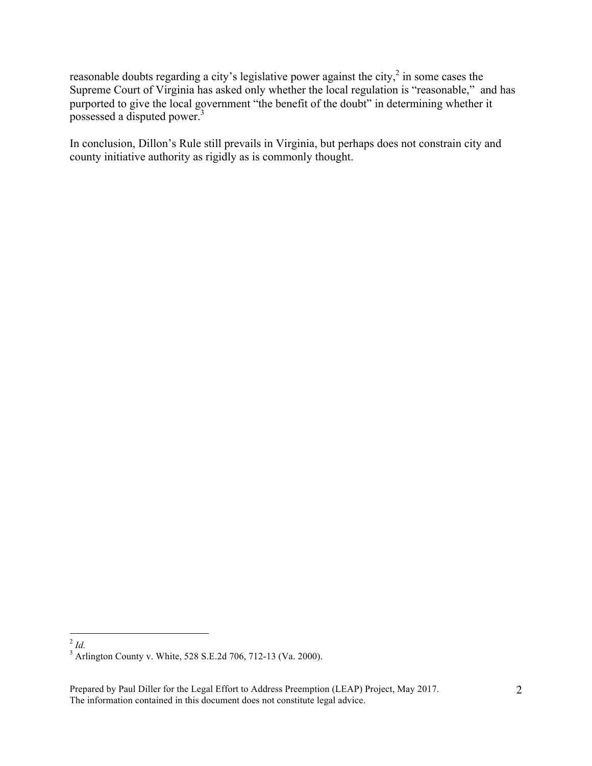reasonable doubts regarding a city's legislative power against the city,[2] in some cases the Supreme Court of Virginia has asked only whether the local regulation is "reasonable," and has purported to give the local government "the benefit of the doubt" in determining whether it possessed a disputed power.[3]

In conclusion, Dillon's Rule still prevails in Virginia, but perhaps does not constrain city and county initiative authority as rigidly as is commonly thought.

---

[2] *Id.*

[3] Arlington County v. White, 528 S.E.2d 706, 712-13 (Va. 2000).

Prepared by Paul Diller for the Legal Effort to Address Preemption (LEAP) Project, May 2017. The information contained in this document does not constitute legal advice.